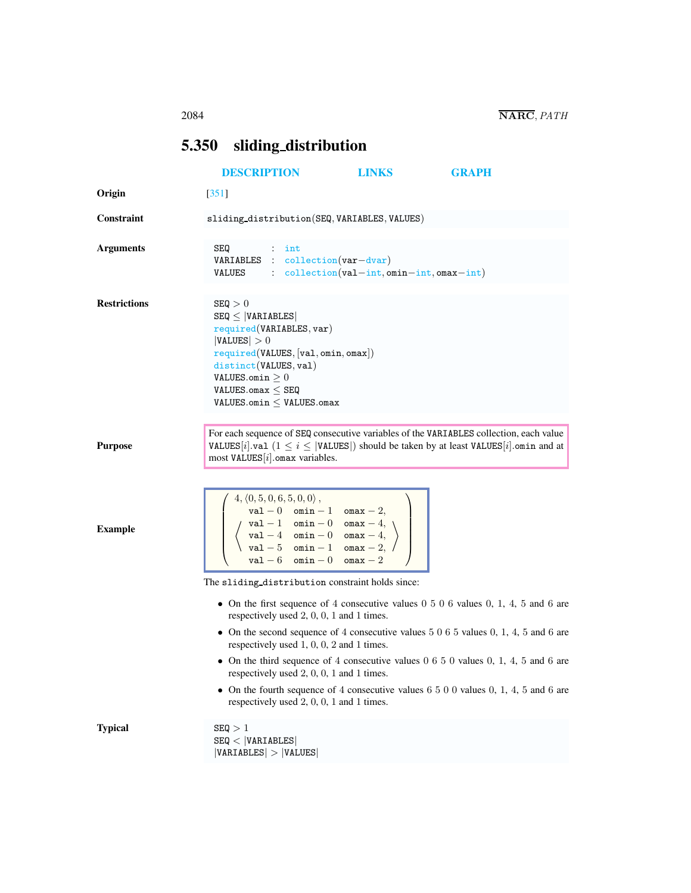## 5.350 sliding_distribution

DESCRIPTION LINKS GRAPH

**Origin**

[351]

**Constraint**

sliding_distribution(SEQ, VARIABLES, VALUES)

**Arguments**

```
SEQ       : int
VARIABLES : collection(var−dvar)
VALUES    : collection(val−int, omin−int, omax−int)
```

**Restrictions**

SEQ $> 0$
SEQ $\leq$ |VARIABLES|
required(VARIABLES, var)
|VALUES| $> 0$
required(VALUES, [val, omin, omax])
distinct(VALUES, val)
VALUES.omin $\geq 0$
VALUES.omax $\leq$ SEQ
VALUES.omin $\leq$ VALUES.omax

**Purpose**

For each sequence of SEQ consecutive variables of the VARIABLES collection, each value VALUES$[i]$.val ($1 \leq i \leq$ |VALUES|) should be taken by at least VALUES$[i]$.omin and at most VALUES$[i]$.omax variables.

**Example**

$$\left(\begin{array}{l} 4, \langle 0,5,0,6,5,0,0\rangle, \\ \left\langle \begin{array}{lll} \texttt{val}-0 & \texttt{omin}-1 & \texttt{omax}-2, \\ \texttt{val}-1 & \texttt{omin}-0 & \texttt{omax}-4, \\ \texttt{val}-4 & \texttt{omin}-0 & \texttt{omax}-4, \\ \texttt{val}-5 & \texttt{omin}-1 & \texttt{omax}-2, \\ \texttt{val}-6 & \texttt{omin}-0 & \texttt{omax}-2 \end{array} \right\rangle \end{array}\right)$$

The sliding_distribution constraint holds since:

- On the first sequence of 4 consecutive values 0 5 0 6 values 0, 1, 4, 5 and 6 are respectively used 2, 0, 0, 1 and 1 times.
- On the second sequence of 4 consecutive values 5 0 6 5 values 0, 1, 4, 5 and 6 are respectively used 1, 0, 0, 2 and 1 times.
- On the third sequence of 4 consecutive values 0 6 5 0 values 0, 1, 4, 5 and 6 are respectively used 2, 0, 0, 1 and 1 times.
- On the fourth sequence of 4 consecutive values 6 5 0 0 values 0, 1, 4, 5 and 6 are respectively used 2, 0, 0, 1 and 1 times.

**Typical**

SEQ $> 1$
SEQ $<$ |VARIABLES|
|VARIABLES| $>$ |VALUES|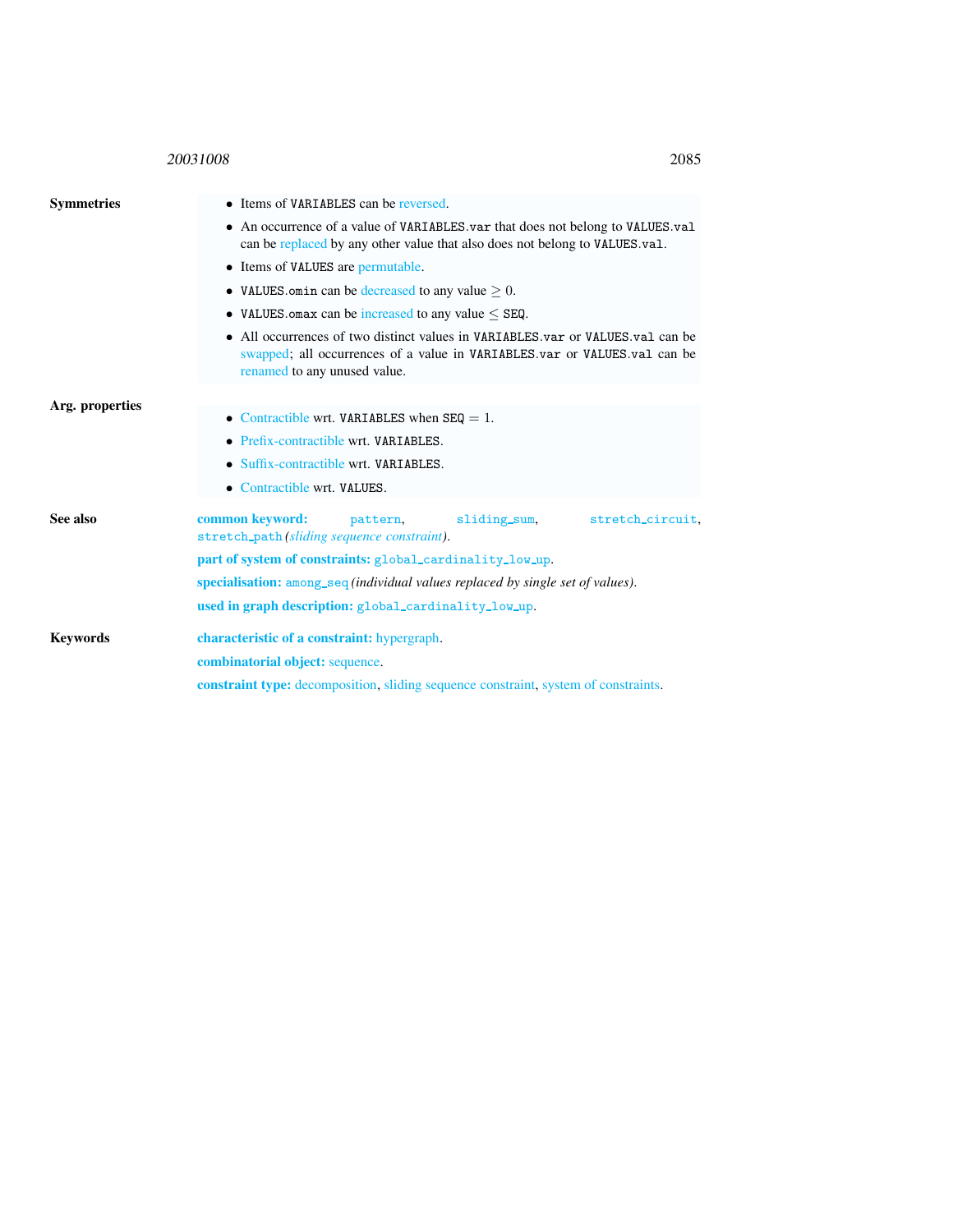**Symmetries**

- Items of VARIABLES can be reversed.
- An occurrence of a value of VARIABLES.var that does not belong to VALUES.val can be replaced by any other value that also does not belong to VALUES.val.
- Items of VALUES are permutable.
- VALUES.omin can be decreased to any value $\geq 0$.
- VALUES.omax can be increased to any value $\leq$ SEQ.
- All occurrences of two distinct values in VARIABLES.var or VALUES.val can be swapped; all occurrences of a value in VARIABLES.var or VALUES.val can be renamed to any unused value.

**Arg. properties**

- Contractible wrt. VARIABLES when SEQ $= 1$.
- Prefix-contractible wrt. VARIABLES.
- Suffix-contractible wrt. VARIABLES.
- Contractible wrt. VALUES.

**See also**

**common keyword:** pattern, sliding_sum, stretch_circuit, stretch_path *(sliding sequence constraint)*.

**part of system of constraints:** global_cardinality_low_up.

**specialisation:** among_seq *(individual values replaced by single set of values)*.

**used in graph description:** global_cardinality_low_up.

**Keywords**

**characteristic of a constraint:** hypergraph.

**combinatorial object:** sequence.

**constraint type:** decomposition, sliding sequence constraint, system of constraints.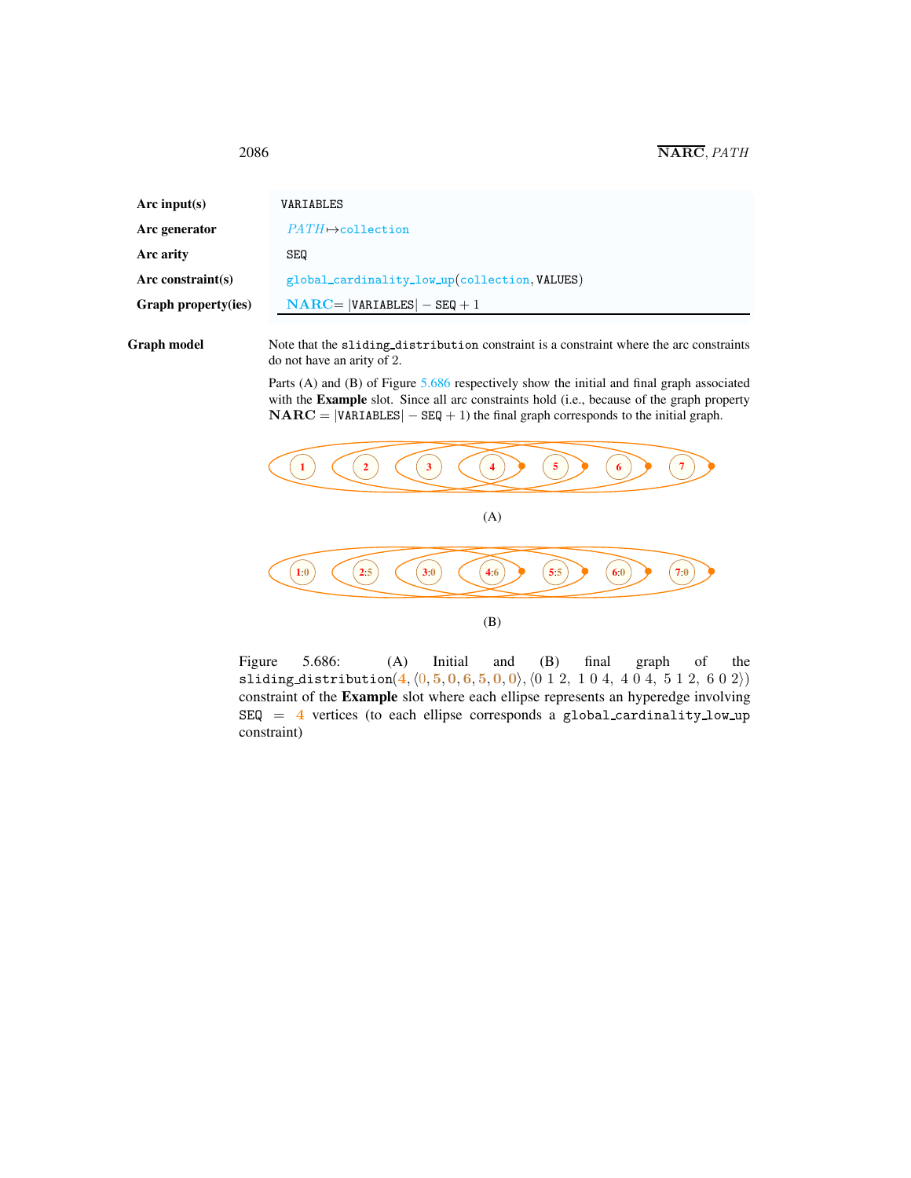| | |
|---|---|
| **Arc input(s)** | VARIABLES |
| **Arc generator** | $PATH \mapsto$collection |
| **Arc arity** | SEQ |
| **Arc constraint(s)** | global_cardinality_low_up(collection, VALUES) |
| **Graph property(ies)** | **NARC**$= \lvert$VARIABLES$\rvert -$ SEQ $+ 1$ |

**Graph model**

Note that the sliding_distribution constraint is a constraint where the arc constraints do not have an arity of 2.

Parts (A) and (B) of Figure 5.686 respectively show the initial and final graph associated with the **Example** slot. Since all arc constraints hold (i.e., because of the graph property **NARC** $= \lvert$VARIABLES$\rvert -$ SEQ $+ 1$) the final graph corresponds to the initial graph.

(A)

(B)

Figure 5.686: (A) Initial and (B) final graph of the sliding_distribution(4, ⟨0, 5, 0, 6, 5, 0, 0⟩, ⟨0 1 2, 1 0 4, 4 0 4, 5 1 2, 6 0 2⟩) constraint of the **Example** slot where each ellipse represents an hyperedge involving SEQ = 4 vertices (to each ellipse corresponds a global_cardinality_low_up constraint)